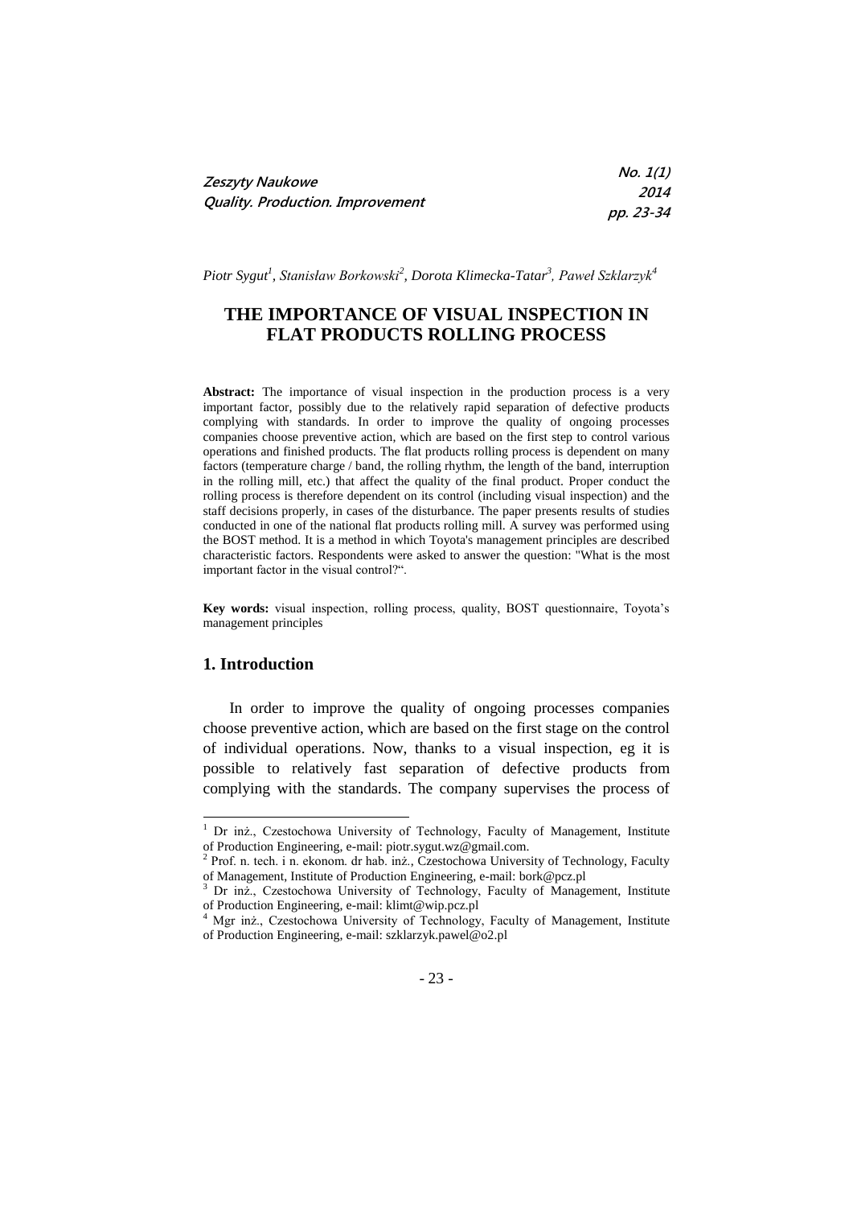Piotr Sygut[1], Stanisław Borkowski[2], Dorota Klimecka-Tatar[3], Paweł Szklarzyk[4]

# THE IMPORTANCE OF VISUAL INSPECTION IN FLAT PRODUCTS ROLLING PROCESS

**Abstract:** The importance of visual inspection in the production process is a very important factor, possibly due to the relatively rapid separation of defective products complying with standards. In order to improve the quality of ongoing processes companies choose preventive action, which are based on the first step to control various operations and finished products. The flat products rolling process is dependent on many factors (temperature charge / band, the rolling rhythm, the length of the band, interruption in the rolling mill, etc.) that affect the quality of the final product. Proper conduct the rolling process is therefore dependent on its control (including visual inspection) and the staff decisions properly, in cases of the disturbance. The paper presents results of studies conducted in one of the national flat products rolling mill. A survey was performed using the BOST method. It is a method in which Toyota's management principles are described characteristic factors. Respondents were asked to answer the question: "What is the most important factor in the visual control?".

**Key words:** visual inspection, rolling process, quality, BOST questionnaire, Toyota's management principles

## 1. Introduction

In order to improve the quality of ongoing processes companies choose preventive action, which are based on the first stage on the control of individual operations. Now, thanks to a visual inspection, eg it is possible to relatively fast separation of defective products from complying with the standards. The company supervises the process of

---

[1] Dr inż., Czestochowa University of Technology, Faculty of Management, Institute of Production Engineering, e-mail: piotr.sygut.wz@gmail.com.

[2] Prof. n. tech. i n. ekonom. dr hab. inż., Czestochowa University of Technology, Faculty of Management, Institute of Production Engineering, e-mail: bork@pcz.pl

[3] Dr inż., Czestochowa University of Technology, Faculty of Management, Institute of Production Engineering, e-mail: klimt@wip.pcz.pl

[4] Mgr inż., Czestochowa University of Technology, Faculty of Management, Institute of Production Engineering, e-mail: szklarzyk.pawel@o2.pl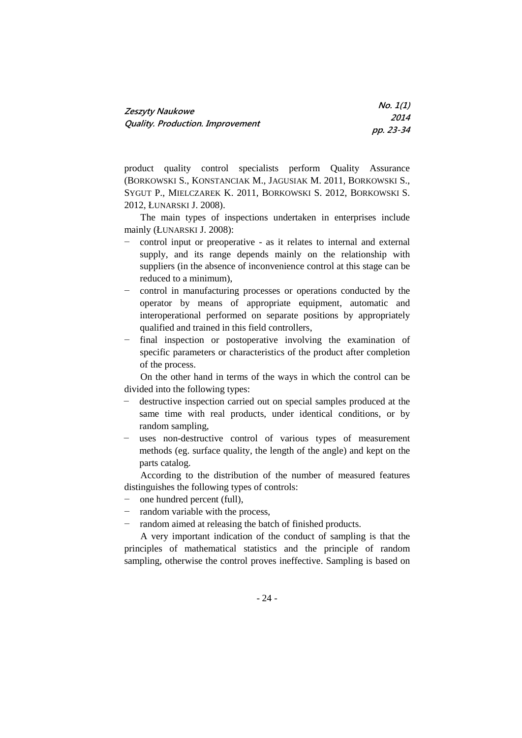product quality control specialists perform Quality Assurance (BORKOWSKI S., KONSTANCIAK M., JAGUSIAK M. 2011, BORKOWSKI S., SYGUT P., MIELCZAREK K. 2011, BORKOWSKI S. 2012, BORKOWSKI S. 2012, ŁUNARSKI J. 2008).

The main types of inspections undertaken in enterprises include mainly (ŁUNARSKI J. 2008):

- control input or preoperative - as it relates to internal and external supply, and its range depends mainly on the relationship with suppliers (in the absence of inconvenience control at this stage can be reduced to a minimum),
- control in manufacturing processes or operations conducted by the operator by means of appropriate equipment, automatic and interoperational performed on separate positions by appropriately qualified and trained in this field controllers,
- final inspection or postoperative involving the examination of specific parameters or characteristics of the product after completion of the process.

On the other hand in terms of the ways in which the control can be divided into the following types:

- destructive inspection carried out on special samples produced at the same time with real products, under identical conditions, or by random sampling,
- uses non-destructive control of various types of measurement methods (eg. surface quality, the length of the angle) and kept on the parts catalog.

According to the distribution of the number of measured features distinguishes the following types of controls:

- one hundred percent (full),
- random variable with the process,
- random aimed at releasing the batch of finished products.

A very important indication of the conduct of sampling is that the principles of mathematical statistics and the principle of random sampling, otherwise the control proves ineffective. Sampling is based on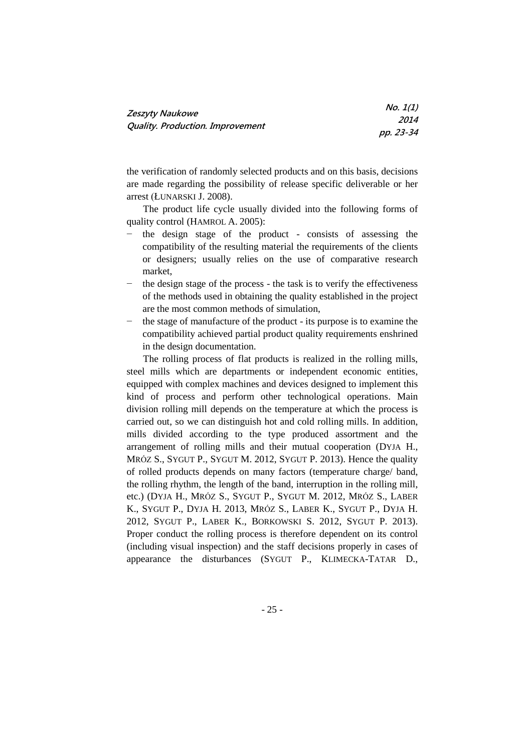the verification of randomly selected products and on this basis, decisions are made regarding the possibility of release specific deliverable or her arrest (ŁUNARSKI J. 2008).

The product life cycle usually divided into the following forms of quality control (HAMROL A. 2005):

- the design stage of the product - consists of assessing the compatibility of the resulting material the requirements of the clients or designers; usually relies on the use of comparative research market,
- the design stage of the process - the task is to verify the effectiveness of the methods used in obtaining the quality established in the project are the most common methods of simulation,
- the stage of manufacture of the product - its purpose is to examine the compatibility achieved partial product quality requirements enshrined in the design documentation.

The rolling process of flat products is realized in the rolling mills, steel mills which are departments or independent economic entities, equipped with complex machines and devices designed to implement this kind of process and perform other technological operations. Main division rolling mill depends on the temperature at which the process is carried out, so we can distinguish hot and cold rolling mills. In addition, mills divided according to the type produced assortment and the arrangement of rolling mills and their mutual cooperation (DYJA H., MRÓZ S., SYGUT P., SYGUT M. 2012, SYGUT P. 2013). Hence the quality of rolled products depends on many factors (temperature charge/ band, the rolling rhythm, the length of the band, interruption in the rolling mill, etc.) (DYJA H., MRÓZ S., SYGUT P., SYGUT M. 2012, MRÓZ S., LABER K., SYGUT P., DYJA H. 2013, MRÓZ S., LABER K., SYGUT P., DYJA H. 2012, SYGUT P., LABER K., BORKOWSKI S. 2012, SYGUT P. 2013). Proper conduct the rolling process is therefore dependent on its control (including visual inspection) and the staff decisions properly in cases of appearance the disturbances (SYGUT P., KLIMECKA-TATAR D.,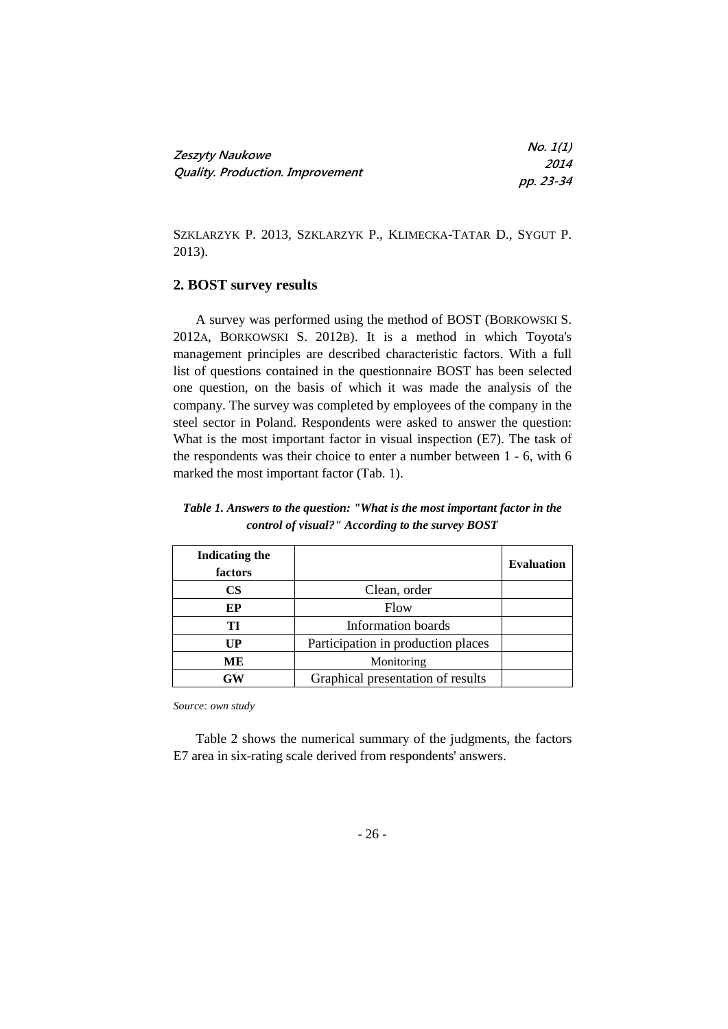SZKLARZYK P. 2013, SZKLARZYK P., KLIMECKA-TATAR D., SYGUT P. 2013).

## 2. BOST survey results

A survey was performed using the method of BOST (BORKOWSKI S. 2012A, BORKOWSKI S. 2012B). It is a method in which Toyota's management principles are described characteristic factors. With a full list of questions contained in the questionnaire BOST has been selected one question, on the basis of which it was made the analysis of the company. The survey was completed by employees of the company in the steel sector in Poland. Respondents were asked to answer the question: What is the most important factor in visual inspection (E7). The task of the respondents was their choice to enter a number between 1 - 6, with 6 marked the most important factor (Tab. 1).

***Table 1. Answers to the question: "What is the most important factor in the control of visual?" According to the survey BOST***

| Indicating the factors | | Evaluation |
|---|---|---|
| **CS** | Clean, order | |
| **EP** | Flow | |
| **TI** | Information boards | |
| **UP** | Participation in production places | |
| **ME** | Monitoring | |
| **GW** | Graphical presentation of results | |

*Source: own study*

Table 2 shows the numerical summary of the judgments, the factors E7 area in six-rating scale derived from respondents' answers.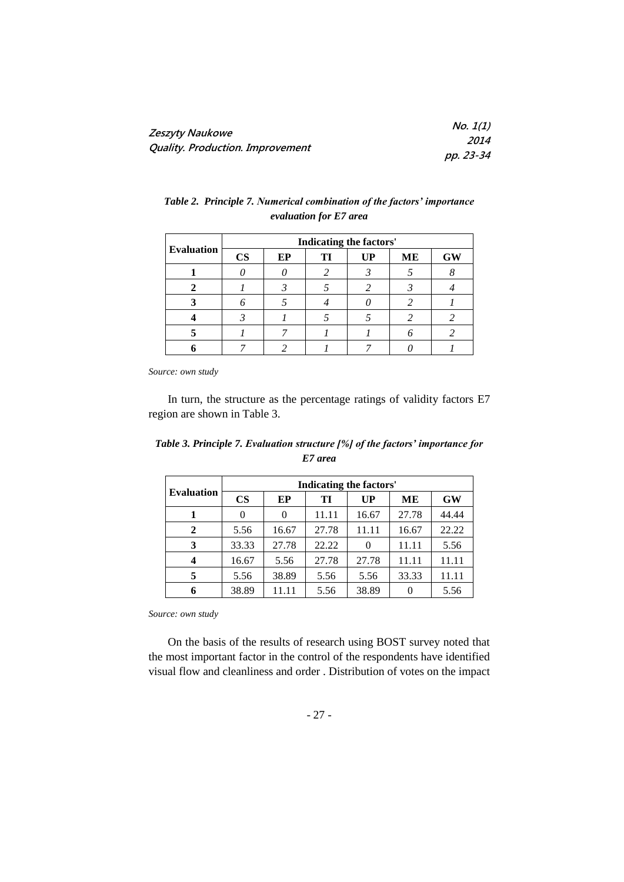*Table 2. Principle 7. Numerical combination of the factors' importance evaluation for E7 area*

| Evaluation | Indicating the factors' | | | | | |
|---|---|---|---|---|---|---|
| | **CS** | **EP** | **TI** | **UP** | **ME** | **GW** |
| **1** | *0* | *0* | *2* | *3* | *5* | *8* |
| **2** | *1* | *3* | *5* | *2* | *3* | *4* |
| **3** | *6* | *5* | *4* | *0* | *2* | *1* |
| **4** | *3* | *1* | *5* | *5* | *2* | *2* |
| **5** | *1* | *7* | *1* | *1* | *6* | *2* |
| **6** | *7* | *2* | *1* | *7* | *0* | *1* |

*Source: own study*

In turn, the structure as the percentage ratings of validity factors E7 region are shown in Table 3.

*Table 3. Principle 7. Evaluation structure [%] of the factors' importance for E7 area*

| Evaluation | Indicating the factors' | | | | | |
|---|---|---|---|---|---|---|
| | **CS** | **EP** | **TI** | **UP** | **ME** | **GW** |
| **1** | 0 | 0 | 11.11 | 16.67 | 27.78 | 44.44 |
| **2** | 5.56 | 16.67 | 27.78 | 11.11 | 16.67 | 22.22 |
| **3** | 33.33 | 27.78 | 22.22 | 0 | 11.11 | 5.56 |
| **4** | 16.67 | 5.56 | 27.78 | 27.78 | 11.11 | 11.11 |
| **5** | 5.56 | 38.89 | 5.56 | 5.56 | 33.33 | 11.11 |
| **6** | 38.89 | 11.11 | 5.56 | 38.89 | 0 | 5.56 |

*Source: own study*

On the basis of the results of research using BOST survey noted that the most important factor in the control of the respondents have identified visual flow and cleanliness and order . Distribution of votes on the impact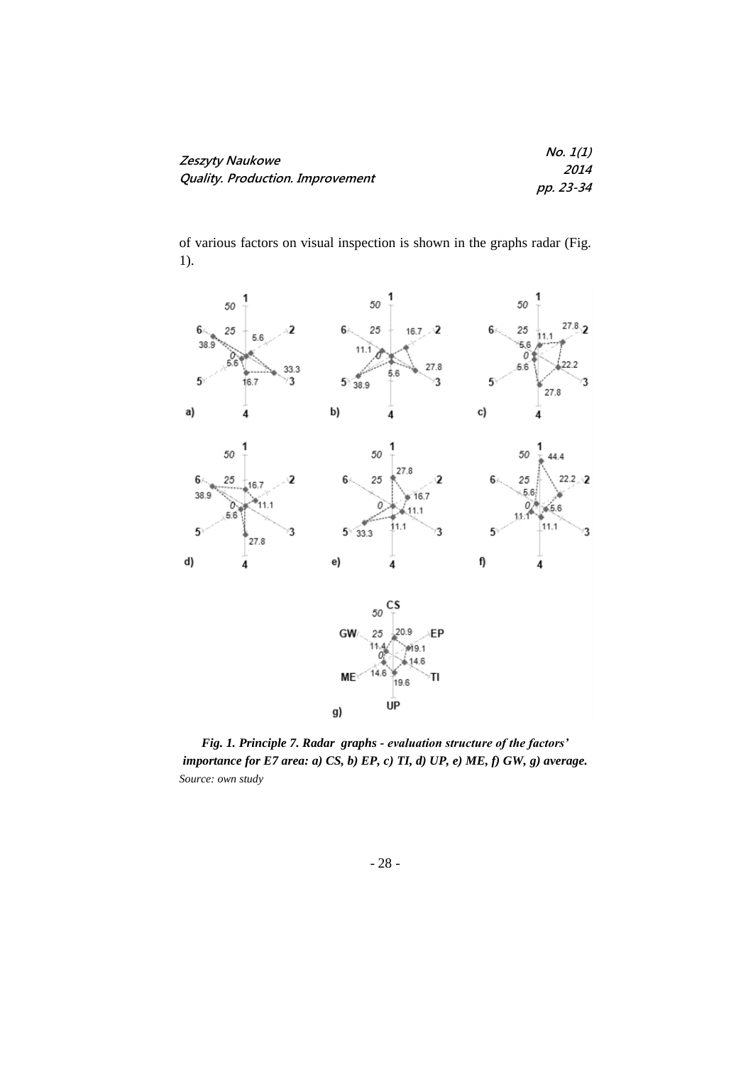of various factors on visual inspection is shown in the graphs radar (Fig. 1).

***Fig. 1. Principle 7. Radar graphs - evaluation structure of the factors' importance for E7 area: a) CS, b) EP, c) TI, d) UP, e) ME, f) GW, g) average.***

*Source: own study*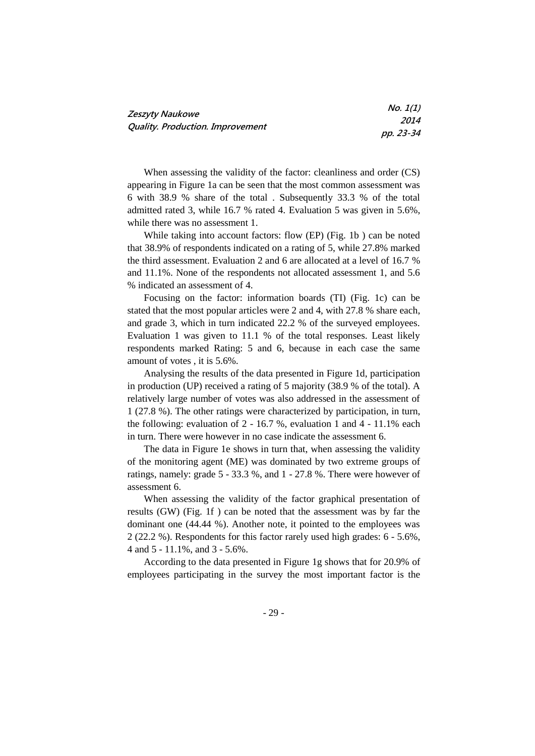When assessing the validity of the factor: cleanliness and order (CS) appearing in Figure 1a can be seen that the most common assessment was 6 with 38.9 % share of the total . Subsequently 33.3 % of the total admitted rated 3, while 16.7 % rated 4. Evaluation 5 was given in 5.6%, while there was no assessment 1.

While taking into account factors: flow (EP) (Fig. 1b ) can be noted that 38.9% of respondents indicated on a rating of 5, while 27.8% marked the third assessment. Evaluation 2 and 6 are allocated at a level of 16.7 % and 11.1%. None of the respondents not allocated assessment 1, and 5.6 % indicated an assessment of 4.

Focusing on the factor: information boards (TI) (Fig. 1c) can be stated that the most popular articles were 2 and 4, with 27.8 % share each, and grade 3, which in turn indicated 22.2 % of the surveyed employees. Evaluation 1 was given to 11.1 % of the total responses. Least likely respondents marked Rating: 5 and 6, because in each case the same amount of votes , it is 5.6%.

Analysing the results of the data presented in Figure 1d, participation in production (UP) received a rating of 5 majority (38.9 % of the total). A relatively large number of votes was also addressed in the assessment of 1 (27.8 %). The other ratings were characterized by participation, in turn, the following: evaluation of 2 - 16.7 %, evaluation 1 and 4 - 11.1% each in turn. There were however in no case indicate the assessment 6.

The data in Figure 1e shows in turn that, when assessing the validity of the monitoring agent (ME) was dominated by two extreme groups of ratings, namely: grade 5 - 33.3 %, and 1 - 27.8 %. There were however of assessment 6.

When assessing the validity of the factor graphical presentation of results (GW) (Fig. 1f ) can be noted that the assessment was by far the dominant one (44.44 %). Another note, it pointed to the employees was 2 (22.2 %). Respondents for this factor rarely used high grades: 6 - 5.6%, 4 and 5 - 11.1%, and 3 - 5.6%.

According to the data presented in Figure 1g shows that for 20.9% of employees participating in the survey the most important factor is the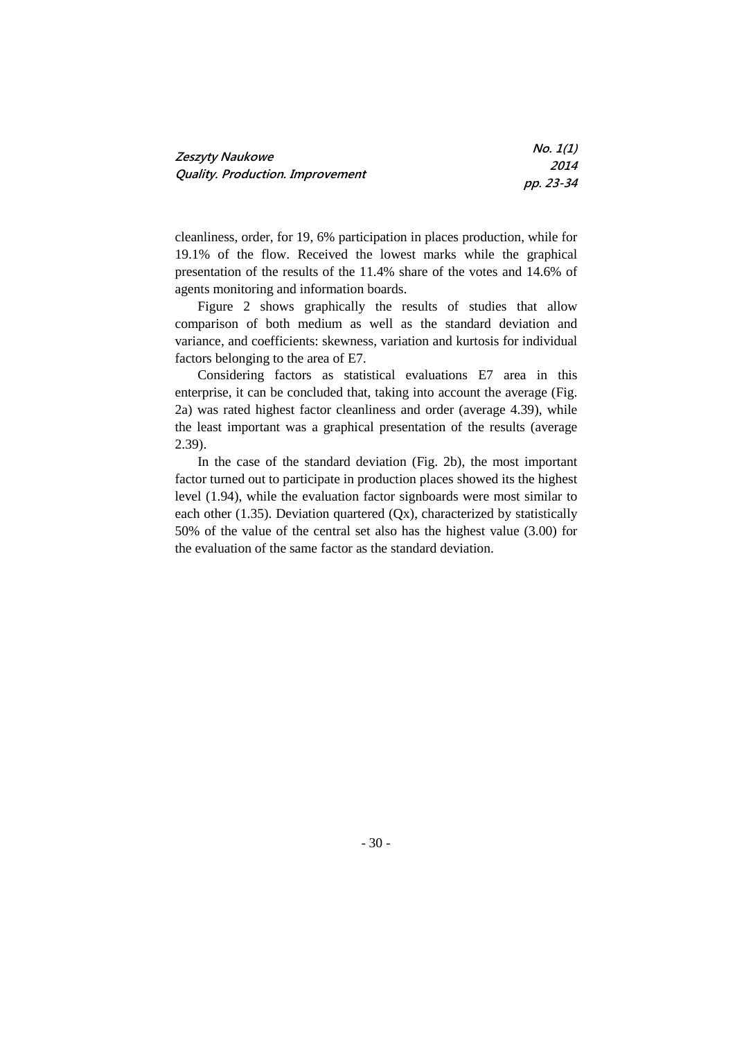cleanliness, order, for 19, 6% participation in places production, while for 19.1% of the flow. Received the lowest marks while the graphical presentation of the results of the 11.4% share of the votes and 14.6% of agents monitoring and information boards.

Figure 2 shows graphically the results of studies that allow comparison of both medium as well as the standard deviation and variance, and coefficients: skewness, variation and kurtosis for individual factors belonging to the area of E7.

Considering factors as statistical evaluations E7 area in this enterprise, it can be concluded that, taking into account the average (Fig. 2a) was rated highest factor cleanliness and order (average 4.39), while the least important was a graphical presentation of the results (average 2.39).

In the case of the standard deviation (Fig. 2b), the most important factor turned out to participate in production places showed its the highest level (1.94), while the evaluation factor signboards were most similar to each other (1.35). Deviation quartered (Qx), characterized by statistically 50% of the value of the central set also has the highest value (3.00) for the evaluation of the same factor as the standard deviation.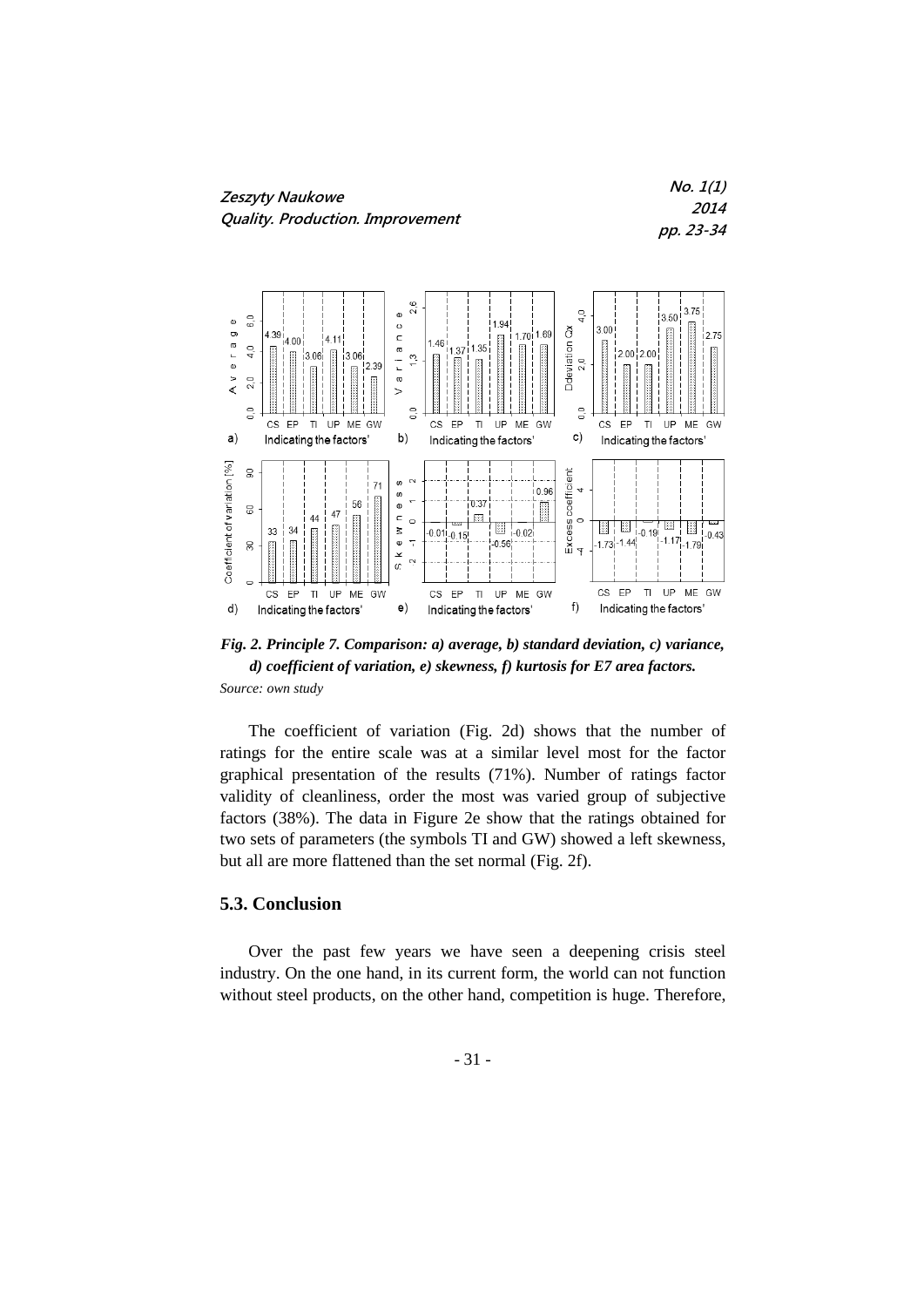*Fig. 2. Principle 7. Comparison: a) average, b) standard deviation, c) variance, d) coefficient of variation, e) skewness, f) kurtosis for E7 area factors.*

*Source: own study*

The coefficient of variation (Fig. 2d) shows that the number of ratings for the entire scale was at a similar level most for the factor graphical presentation of the results (71%). Number of ratings factor validity of cleanliness, order the most was varied group of subjective factors (38%). The data in Figure 2e show that the ratings obtained for two sets of parameters (the symbols TI and GW) showed a left skewness, but all are more flattened than the set normal (Fig. 2f).

## 5.3. Conclusion

Over the past few years we have seen a deepening crisis steel industry. On the one hand, in its current form, the world can not function without steel products, on the other hand, competition is huge. Therefore,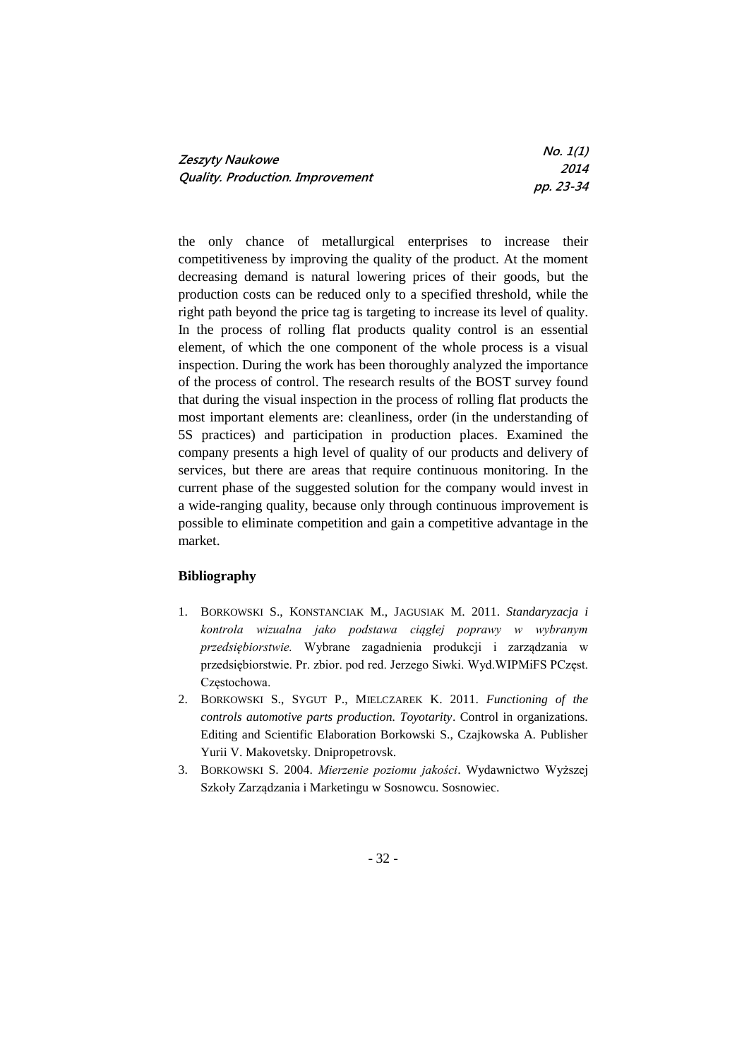the only chance of metallurgical enterprises to increase their competitiveness by improving the quality of the product. At the moment decreasing demand is natural lowering prices of their goods, but the production costs can be reduced only to a specified threshold, while the right path beyond the price tag is targeting to increase its level of quality. In the process of rolling flat products quality control is an essential element, of which the one component of the whole process is a visual inspection. During the work has been thoroughly analyzed the importance of the process of control. The research results of the BOST survey found that during the visual inspection in the process of rolling flat products the most important elements are: cleanliness, order (in the understanding of 5S practices) and participation in production places. Examined the company presents a high level of quality of our products and delivery of services, but there are areas that require continuous monitoring. In the current phase of the suggested solution for the company would invest in a wide-ranging quality, because only through continuous improvement is possible to eliminate competition and gain a competitive advantage in the market.

## Bibliography

1. BORKOWSKI S., KONSTANCIAK M., JAGUSIAK M. 2011. *Standaryzacja i kontrola wizualna jako podstawa ciągłej poprawy w wybranym przedsiębiorstwie.* Wybrane zagadnienia produkcji i zarządzania w przedsiębiorstwie. Pr. zbior. pod red. Jerzego Siwki. Wyd.WIPMiFS PCzęst. Częstochowa.
2. BORKOWSKI S., SYGUT P., MIELCZAREK K. 2011. *Functioning of the controls automotive parts production. Toyotarity*. Control in organizations. Editing and Scientific Elaboration Borkowski S., Czajkowska A. Publisher Yurii V. Makovetsky. Dnipropetrovsk.
3. BORKOWSKI S. 2004. *Mierzenie poziomu jakości*. Wydawnictwo Wyższej Szkoły Zarządzania i Marketingu w Sosnowcu. Sosnowiec.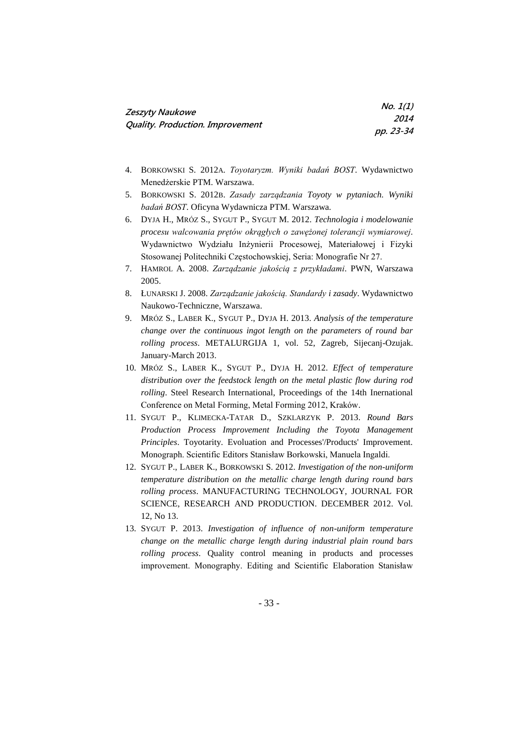4. BORKOWSKI S. 2012A. *Toyotaryzm. Wyniki badań BOST*. Wydawnictwo Menedżerskie PTM. Warszawa.
5. BORKOWSKI S. 2012B. *Zasady zarządzania Toyoty w pytaniach. Wyniki badań BOST*. Oficyna Wydawnicza PTM. Warszawa.
6. DYJA H., MRÓZ S., SYGUT P., SYGUT M. 2012. *Technologia i modelowanie procesu walcowania prętów okrągłych o zawężonej tolerancji wymiarowej*. Wydawnictwo Wydziału Inżynierii Procesowej, Materiałowej i Fizyki Stosowanej Politechniki Częstochowskiej, Seria: Monografie Nr 27.
7. HAMROL A. 2008. *Zarządzanie jakością z przykładami*. PWN, Warszawa 2005.
8. ŁUNARSKI J. 2008. *Zarządzanie jakością. Standardy i zasady*. Wydawnictwo Naukowo-Techniczne, Warszawa.
9. MRÓZ S., LABER K., SYGUT P., DYJA H. 2013. *Analysis of the temperature change over the continuous ingot length on the parameters of round bar rolling process*. METALURGIJA 1, vol. 52, Zagreb, Sijecanj-Ozujak. January-March 2013.
10. MRÓZ S., LABER K., SYGUT P., DYJA H. 2012. *Effect of temperature distribution over the feedstock length on the metal plastic flow during rod rolling*. Steel Research International, Proceedings of the 14th Inernational Conference on Metal Forming, Metal Forming 2012, Kraków.
11. SYGUT P., KLIMECKA-TATAR D., SZKLARZYK P. 2013. *Round Bars Production Process Improvement Including the Toyota Management Principles*. Toyotarity. Evoluation and Processes'/Products' Improvement. Monograph. Scientific Editors Stanisław Borkowski, Manuela Ingaldi.
12. SYGUT P., LABER K., BORKOWSKI S. 2012. *Investigation of the non-uniform temperature distribution on the metallic charge length during round bars rolling process*. MANUFACTURING TECHNOLOGY, JOURNAL FOR SCIENCE, RESEARCH AND PRODUCTION. DECEMBER 2012. Vol. 12, No 13.
13. SYGUT P. 2013. *Investigation of influence of non-uniform temperature change on the metallic charge length during industrial plain round bars rolling process*. Quality control meaning in products and processes improvement. Monography. Editing and Scientific Elaboration Stanisław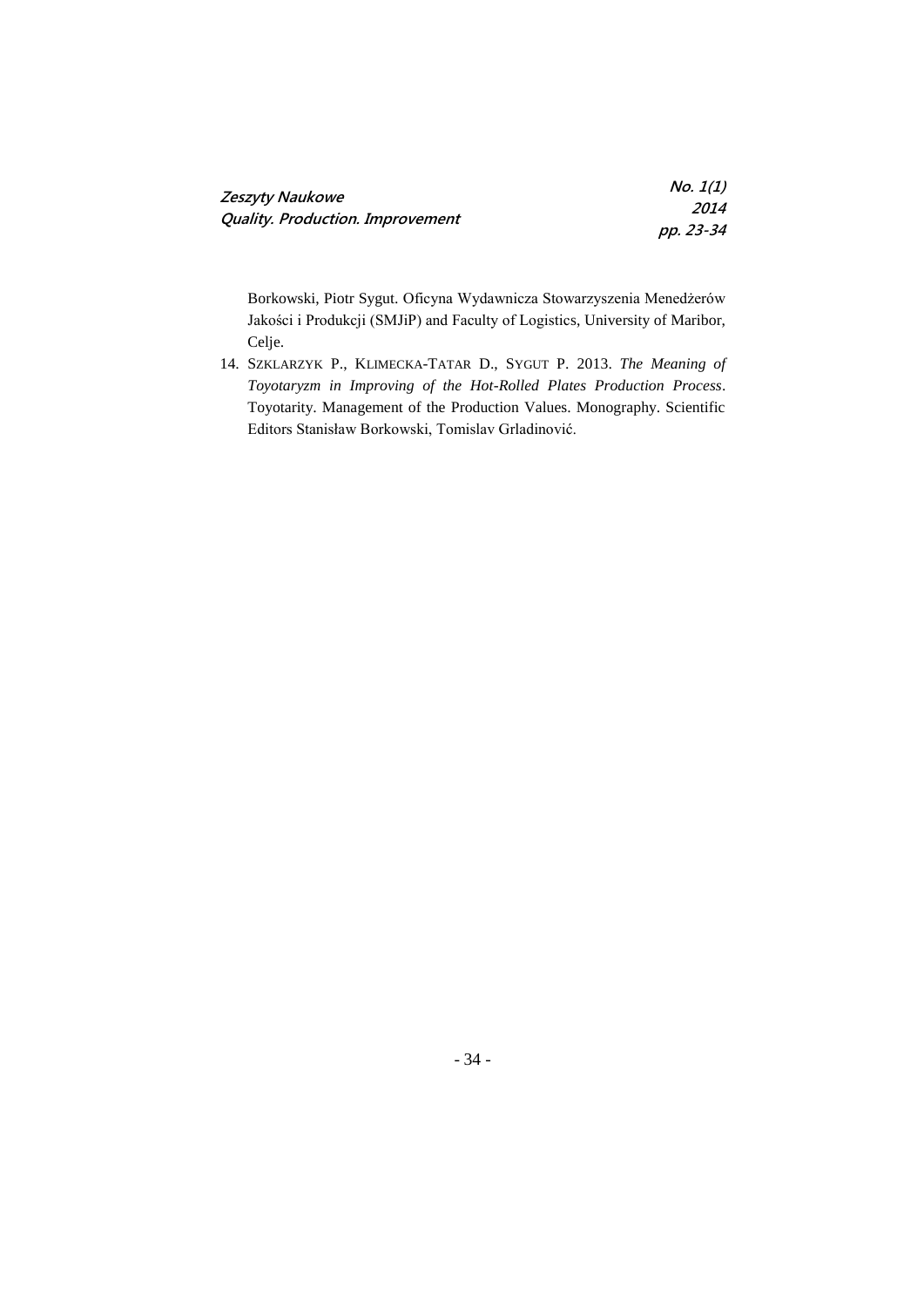Borkowski, Piotr Sygut. Oficyna Wydawnicza Stowarzyszenia Menedżerów Jakości i Produkcji (SMJiP) and Faculty of Logistics, University of Maribor, Celje.

14. SZKLARZYK P., KLIMECKA-TATAR D., SYGUT P. 2013. *The Meaning of Toyotaryzm in Improving of the Hot-Rolled Plates Production Process*. Toyotarity. Management of the Production Values. Monography. Scientific Editors Stanisław Borkowski, Tomislav Grladinović.